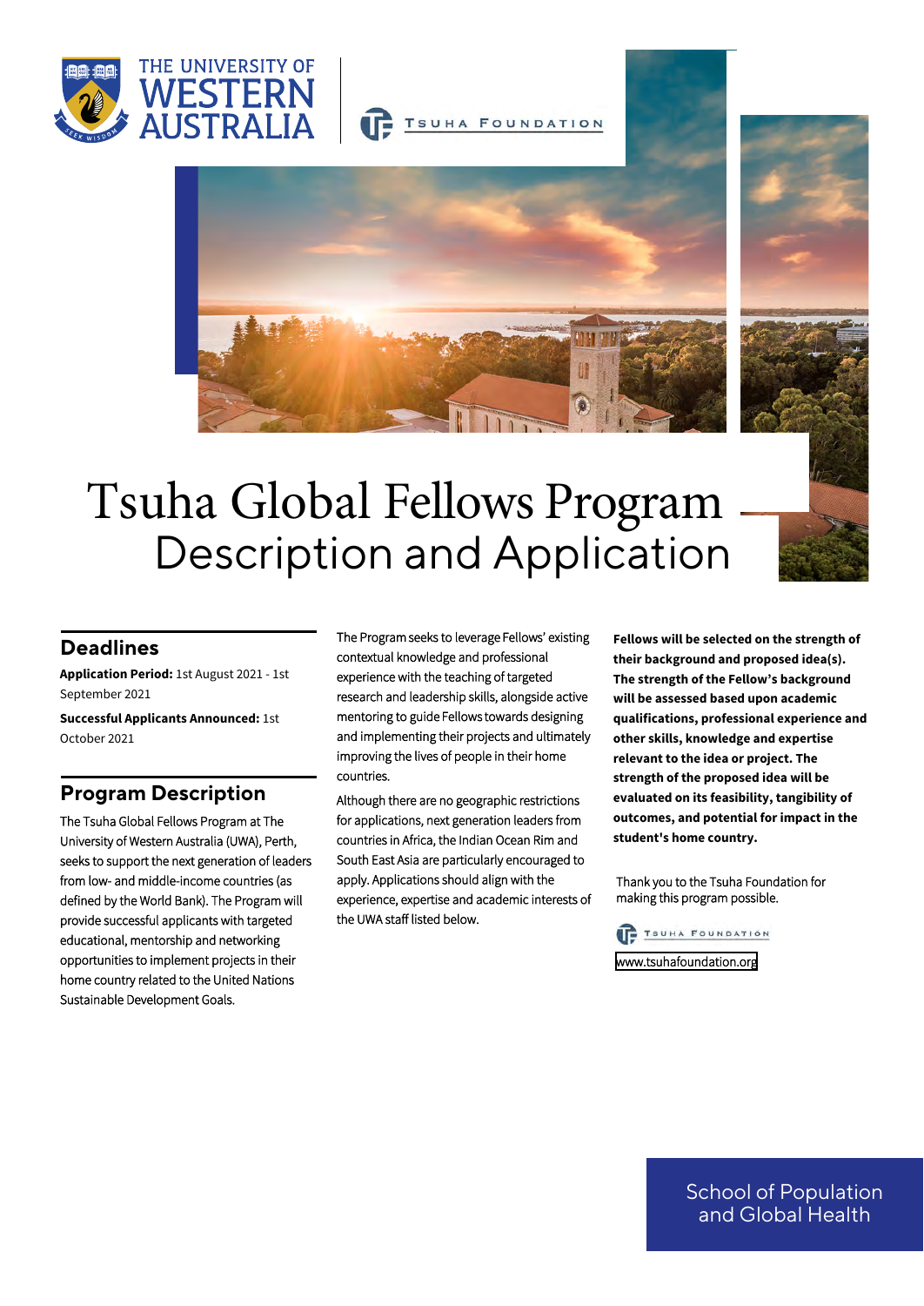THE UNIVERSITY OF WESTERN AUSTRALIA

TSUHA FOUNDATION

# Tsuha Global Fellows Program
## Description and Application

## Deadlines

**Application Period:** 1st August 2021 - 1st September 2021

**Successful Applicants Announced:** 1st October 2021

## Program Description

The Tsuha Global Fellows Program at The University of Western Australia (UWA), Perth, seeks to support the next generation of leaders from low- and middle-income countries (as defined by the World Bank). The Program will provide successful applicants with targeted educational, mentorship and networking opportunities to implement projects in their home country related to the United Nations Sustainable Development Goals.

The Program seeks to leverage Fellows' existing contextual knowledge and professional experience with the teaching of targeted research and leadership skills, alongside active mentoring to guide Fellows towards designing and implementing their projects and ultimately improving the lives of people in their home countries.

Although there are no geographic restrictions for applications, next generation leaders from countries in Africa, the Indian Ocean Rim and South East Asia are particularly encouraged to apply. Applications should align with the experience, expertise and academic interests of the UWA staff listed below.

**Fellows will be selected on the strength of their background and proposed idea(s). The strength of the Fellow's background will be assessed based upon academic qualifications, professional experience and other skills, knowledge and expertise relevant to the idea or project. The strength of the proposed idea will be evaluated on its feasibility, tangibility of outcomes, and potential for impact in the student's home country.**

Thank you to the Tsuha Foundation for making this program possible.

TSUHA FOUNDATION

www.tsuhafoundation.org

School of Population and Global Health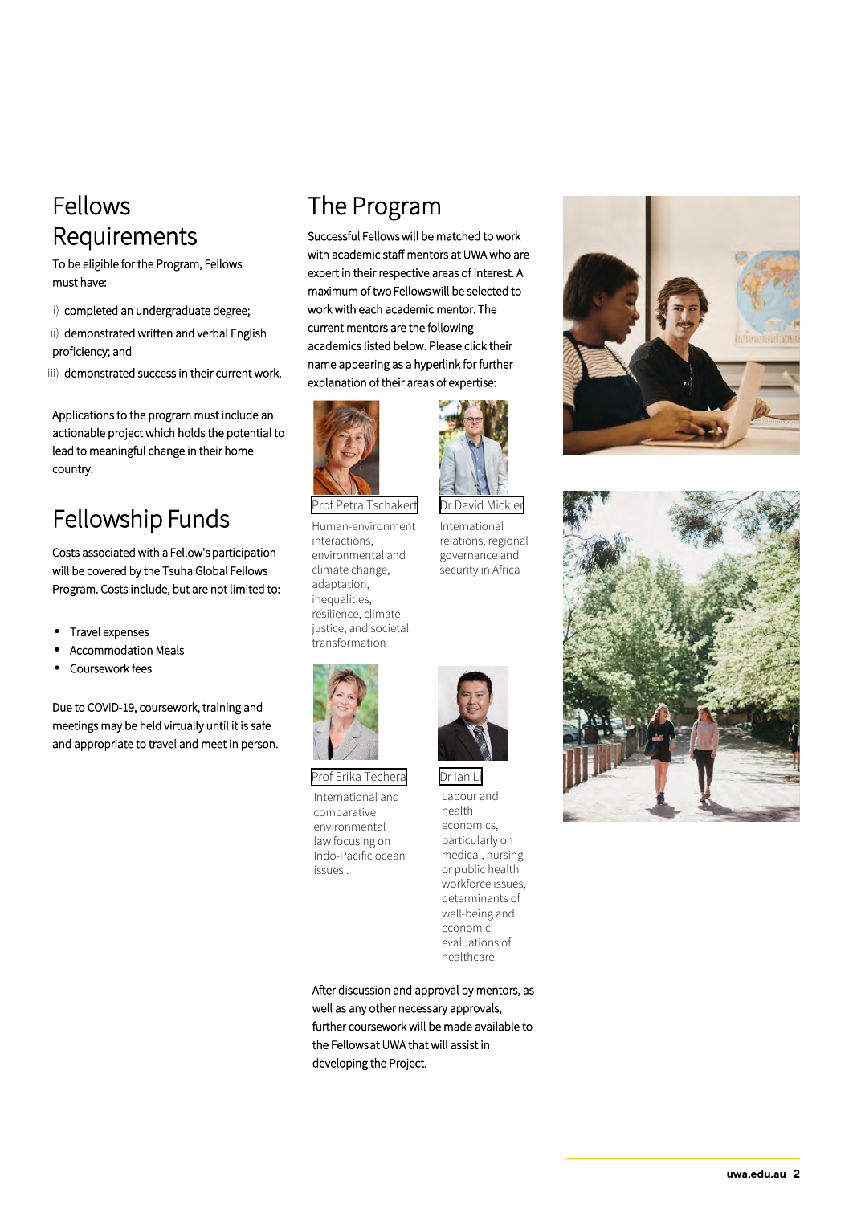## Fellows Requirements

To be eligible for the Program, Fellows must have:

i) completed an undergraduate degree;

ii) demonstrated written and verbal English proficiency; and

iii) demonstrated success in their current work.

Applications to the program must include an actionable project which holds the potential to lead to meaningful change in their home country.

## Fellowship Funds

Costs associated with a Fellow's participation will be covered by the Tsuha Global Fellows Program. Costs include, but are not limited to:

- Travel expenses
- Accommodation Meals
- Coursework fees

Due to COVID-19, coursework, training and meetings may be held virtually until it is safe and appropriate to travel and meet in person.

## The Program

Successful Fellows will be matched to work with academic staff mentors at UWA who are expert in their respective areas of interest. A maximum of two Fellows will be selected to work with each academic mentor. The current mentors are the following academics listed below. Please click their name appearing as a hyperlink for further explanation of their areas of expertise:

**Prof Petra Tschakert**
Human-environment interactions, environmental and climate change, adaptation, inequalities, resilience, climate justice, and societal transformation

**Dr David Mickler**
International relations, regional governance and security in Africa

**Prof Erika Techera**
International and comparative environmental law focusing on Indo-Pacific ocean issues'.

**Dr Ian Li**
Labour and health economics, particularly on medical, nursing or public health workforce issues, determinants of well-being and economic evaluations of healthcare.

After discussion and approval by mentors, as well as any other necessary approvals, further coursework will be made available to the Fellows at UWA that will assist in developing the Project.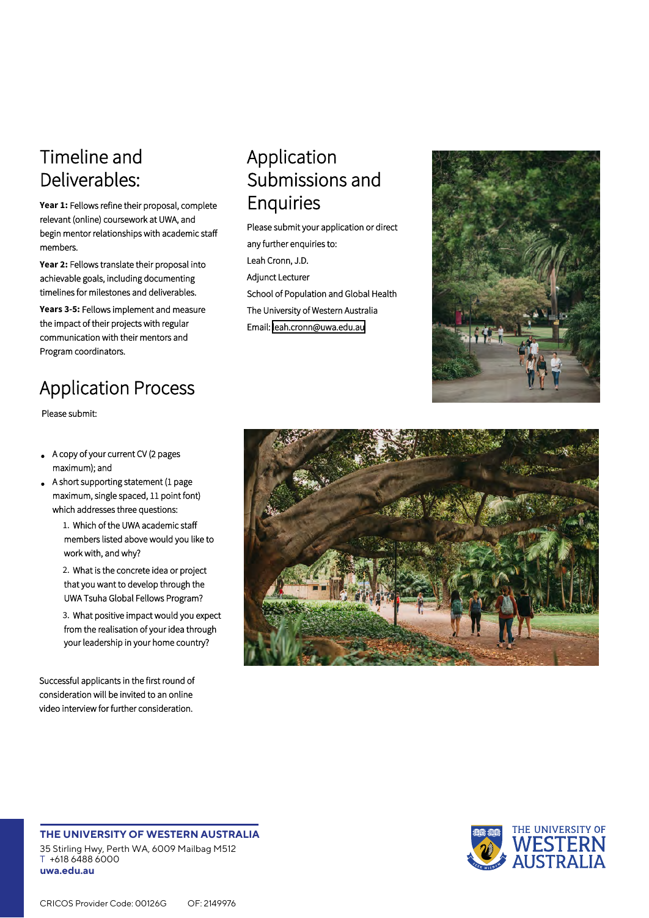## Timeline and Deliverables:

**Year 1:** Fellows refine their proposal, complete relevant (online) coursework at UWA, and begin mentor relationships with academic staff members.

**Year 2:** Fellows translate their proposal into achievable goals, including documenting timelines for milestones and deliverables.

**Years 3-5:** Fellows implement and measure the impact of their projects with regular communication with their mentors and Program coordinators.

## Application Process

Please submit:

- A copy of your current CV (2 pages maximum); and
- A short supporting statement (1 page maximum, single spaced, 11 point font) which addresses three questions:
  1. Which of the UWA academic staff members listed above would you like to work with, and why?
  2. What is the concrete idea or project that you want to develop through the UWA Tsuha Global Fellows Program?
  3. What positive impact would you expect from the realisation of your idea through your leadership in your home country?

Successful applicants in the first round of consideration will be invited to an online video interview for further consideration.

## Application Submissions and Enquiries

Please submit your application or direct any further enquiries to:

Leah Cronn, J.D.
Adjunct Lecturer
School of Population and Global Health
The University of Western Australia
Email: leah.cronn@uwa.edu.au

**THE UNIVERSITY OF WESTERN AUSTRALIA**
35 Stirling Hwy, Perth WA, 6009 Mailbag M512
T +618 6488 6000
**uwa.edu.au**

CRICOS Provider Code: 00126G OF: 2149976